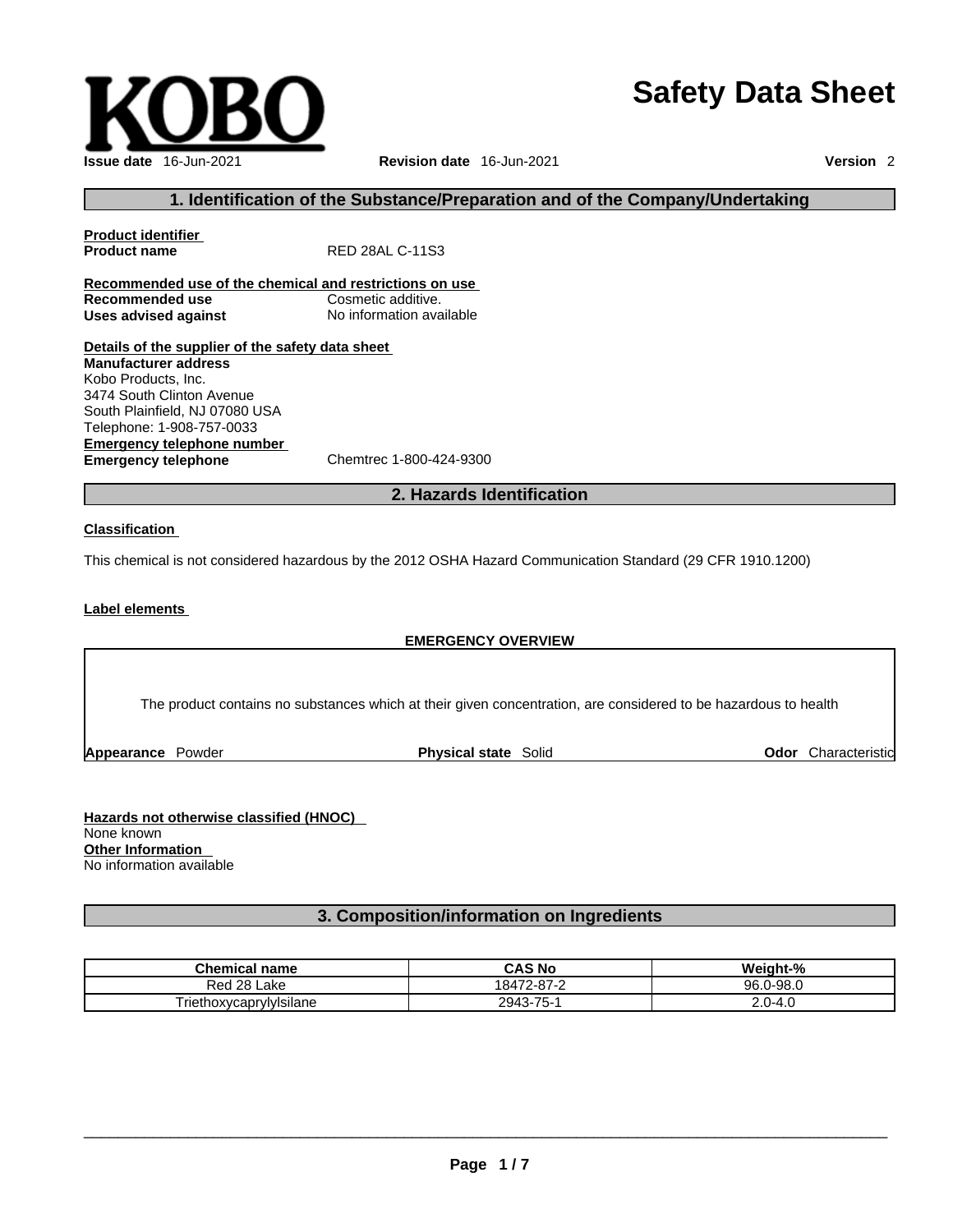KOBO

# Safety Data Sheet

**Issue date** 16-Jun-2021 **Revision date** 16-Jun-2021 **Version** 2

## 1. Identification of the Substance/Preparation and of the Company/Undertaking

**Product identifier**

**Product name** RED 28AL C-11S3

**Recommended use of the chemical and restrictions on use**

**Recommended use** Cosmetic additive.

**Uses advised against** No information available

**Details of the supplier of the safety data sheet**

**Manufacturer address**

Kobo Products, Inc.
3474 South Clinton Avenue
South Plainfield, NJ 07080 USA
Telephone: 1-908-757-0033

**Emergency telephone number**

**Emergency telephone** Chemtrec 1-800-424-9300

## 2. Hazards Identification

**Classification**

This chemical is not considered hazardous by the 2012 OSHA Hazard Communication Standard (29 CFR 1910.1200)

**Label elements**

**EMERGENCY OVERVIEW**

The product contains no substances which at their given concentration, are considered to be hazardous to health

**Appearance** Powder **Physical state** Solid **Odor** Characteristic

**Hazards not otherwise classified (HNOC)**

None known

**Other Information**

No information available

## 3. Composition/information on Ingredients

| Chemical name | CAS No | Weight-% |
|---|---|---|
| Red 28 Lake | 18472-87-2 | 96.0-98.0 |
| Triethoxycaprylylsilane | 2943-75-1 | 2.0-4.0 |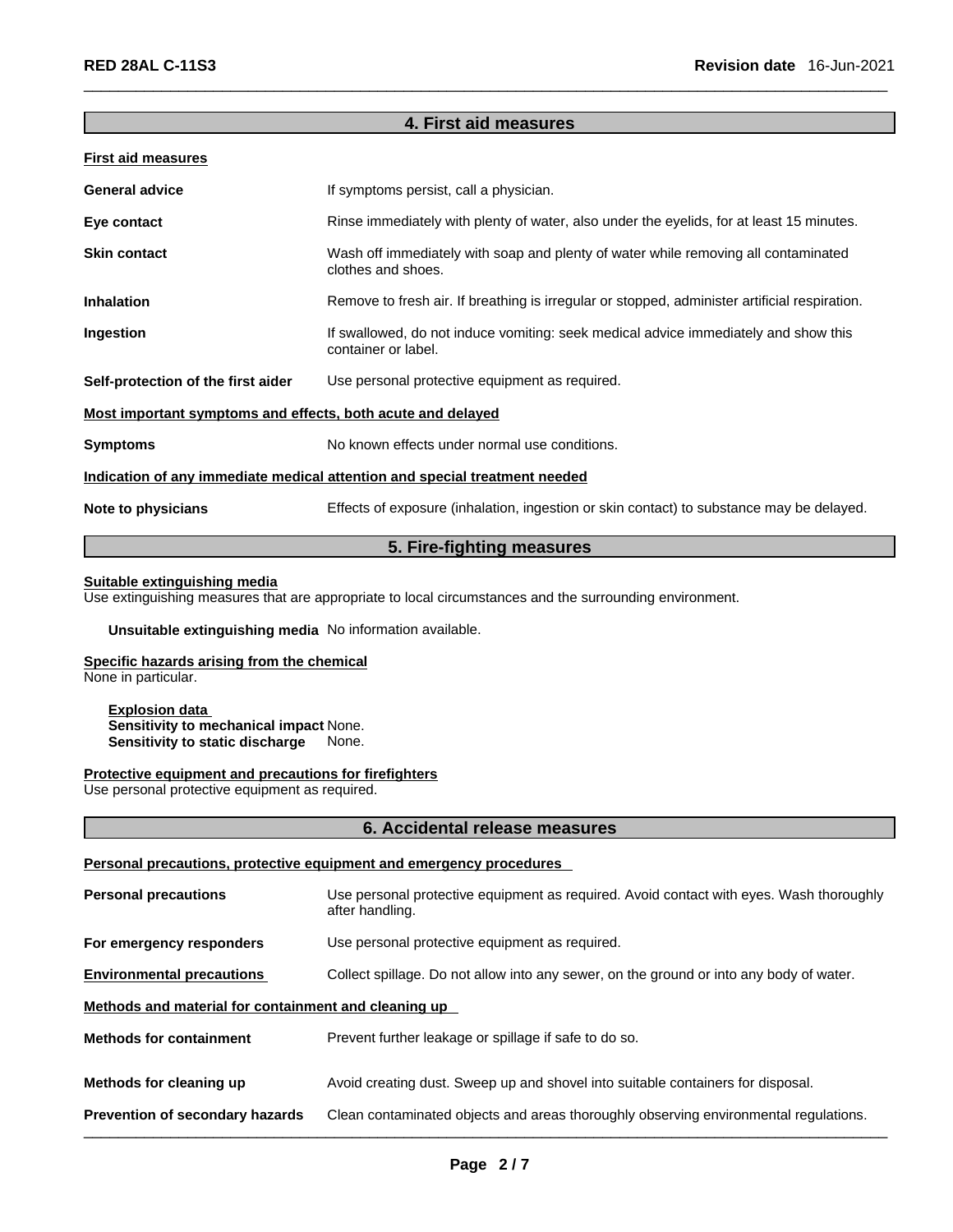## 4. First aid measures

**First aid measures**

| | |
|---|---|
| **General advice** | If symptoms persist, call a physician. |
| **Eye contact** | Rinse immediately with plenty of water, also under the eyelids, for at least 15 minutes. |
| **Skin contact** | Wash off immediately with soap and plenty of water while removing all contaminated clothes and shoes. |
| **Inhalation** | Remove to fresh air. If breathing is irregular or stopped, administer artificial respiration. |
| **Ingestion** | If swallowed, do not induce vomiting: seek medical advice immediately and show this container or label. |
| **Self-protection of the first aider** | Use personal protective equipment as required. |

**Most important symptoms and effects, both acute and delayed**

| | |
|---|---|
| **Symptoms** | No known effects under normal use conditions. |

**Indication of any immediate medical attention and special treatment needed**

| | |
|---|---|
| **Note to physicians** | Effects of exposure (inhalation, ingestion or skin contact) to substance may be delayed. |

## 5. Fire-fighting measures

**Suitable extinguishing media**
Use extinguishing measures that are appropriate to local circumstances and the surrounding environment.

**Unsuitable extinguishing media** No information available.

**Specific hazards arising from the chemical**
None in particular.

**Explosion data**
**Sensitivity to mechanical impact** None.
**Sensitivity to static discharge** None.

**Protective equipment and precautions for firefighters**
Use personal protective equipment as required.

## 6. Accidental release measures

**Personal precautions, protective equipment and emergency procedures**

| | |
|---|---|
| **Personal precautions** | Use personal protective equipment as required. Avoid contact with eyes. Wash thoroughly after handling. |
| **For emergency responders** | Use personal protective equipment as required. |
| **Environmental precautions** | Collect spillage. Do not allow into any sewer, on the ground or into any body of water. |

**Methods and material for containment and cleaning up**

| | |
|---|---|
| **Methods for containment** | Prevent further leakage or spillage if safe to do so. |
| **Methods for cleaning up** | Avoid creating dust. Sweep up and shovel into suitable containers for disposal. |
| **Prevention of secondary hazards** | Clean contaminated objects and areas thoroughly observing environmental regulations. |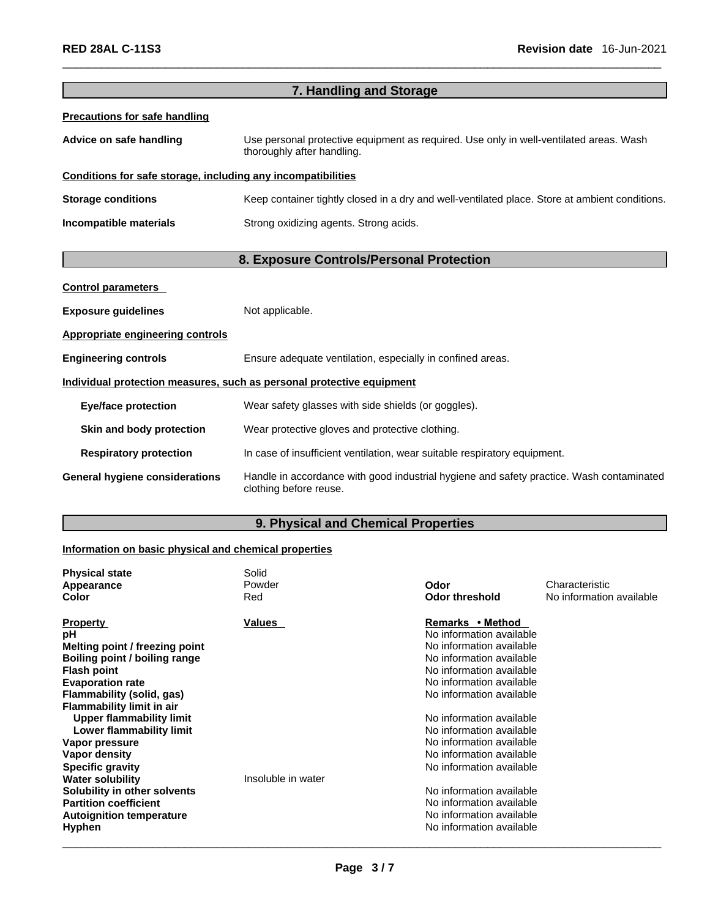## 7. Handling and Storage

**Precautions for safe handling**

**Advice on safe handling** Use personal protective equipment as required. Use only in well-ventilated areas. Wash thoroughly after handling.

**Conditions for safe storage, including any incompatibilities**

**Storage conditions** Keep container tightly closed in a dry and well-ventilated place. Store at ambient conditions.

**Incompatible materials** Strong oxidizing agents. Strong acids.

## 8. Exposure Controls/Personal Protection

**Control parameters**

**Exposure guidelines** Not applicable.

**Appropriate engineering controls**

**Engineering controls** Ensure adequate ventilation, especially in confined areas.

**Individual protection measures, such as personal protective equipment**

**Eye/face protection** Wear safety glasses with side shields (or goggles).

**Skin and body protection** Wear protective gloves and protective clothing.

**Respiratory protection** In case of insufficient ventilation, wear suitable respiratory equipment.

**General hygiene considerations** Handle in accordance with good industrial hygiene and safety practice. Wash contaminated clothing before reuse.

## 9. Physical and Chemical Properties

**Information on basic physical and chemical properties**

| | | | |
|---|---|---|---|
| **Physical state** | Solid | | |
| **Appearance** | Powder | **Odor** | Characteristic |
| **Color** | Red | **Odor threshold** | No information available |

| **Property** | **Values** | **Remarks • Method** |
|---|---|---|
| **pH** | | No information available |
| **Melting point / freezing point** | | No information available |
| **Boiling point / boiling range** | | No information available |
| **Flash point** | | No information available |
| **Evaporation rate** | | No information available |
| **Flammability (solid, gas)** | | No information available |
| **Flammability limit in air** | | |
| **Upper flammability limit** | | No information available |
| **Lower flammability limit** | | No information available |
| **Vapor pressure** | | No information available |
| **Vapor density** | | No information available |
| **Specific gravity** | | No information available |
| **Water solubility** | Insoluble in water | |
| **Solubility in other solvents** | | No information available |
| **Partition coefficient** | | No information available |
| **Autoignition temperature** | | No information available |
| **Hyphen** | | No information available |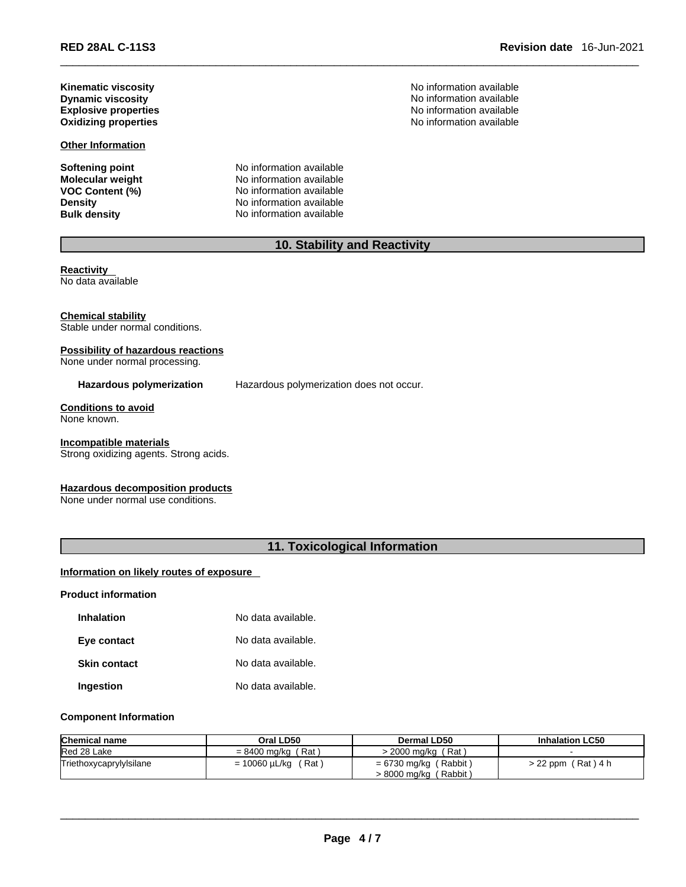**Kinematic viscosity** No information available
**Dynamic viscosity** No information available
**Explosive properties** No information available
**Oxidizing properties** No information available

**Other Information**

**Softening point** No information available
**Molecular weight** No information available
**VOC Content (%)** No information available
**Density** No information available
**Bulk density** No information available

## 10. Stability and Reactivity

**Reactivity**
No data available

**Chemical stability**
Stable under normal conditions.

**Possibility of hazardous reactions**
None under normal processing.

**Hazardous polymerization** Hazardous polymerization does not occur.

**Conditions to avoid**
None known.

**Incompatible materials**
Strong oxidizing agents. Strong acids.

**Hazardous decomposition products**
None under normal use conditions.

## 11. Toxicological Information

**Information on likely routes of exposure**

**Product information**

**Inhalation** No data available.

**Eye contact** No data available.

**Skin contact** No data available.

**Ingestion** No data available.

**Component Information**

| Chemical name | Oral LD50 | Dermal LD50 | Inhalation LC50 |
|---|---|---|---|
| Red 28 Lake | = 8400 mg/kg ( Rat ) | > 2000 mg/kg ( Rat ) | - |
| Triethoxycaprylylsilane | = 10060 µL/kg ( Rat ) | = 6730 mg/kg ( Rabbit )<br>> 8000 mg/kg ( Rabbit ) | > 22 ppm ( Rat ) 4 h |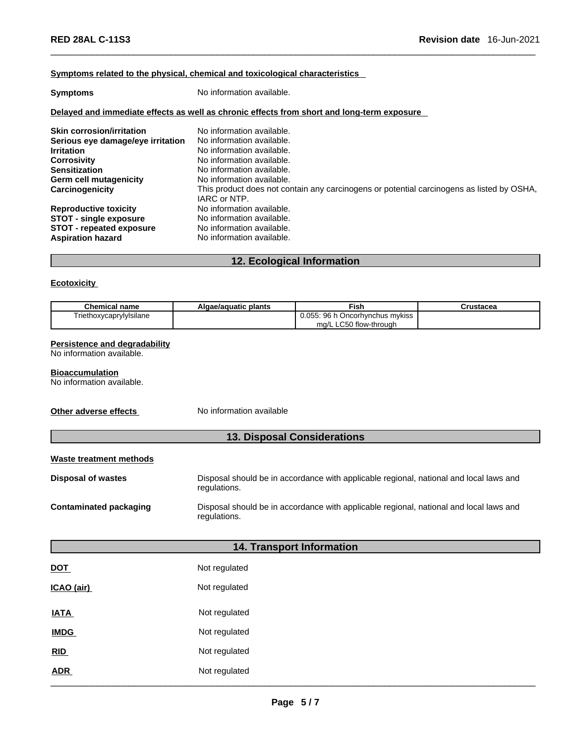**Symptoms related to the physical, chemical and toxicological characteristics**

**Symptoms** No information available.

**Delayed and immediate effects as well as chronic effects from short and long-term exposure**

**Skin corrosion/irritation** No information available.
**Serious eye damage/eye irritation** No information available.
**Irritation** No information available.
**Corrosivity** No information available.
**Sensitization** No information available.
**Germ cell mutagenicity** No information available.
**Carcinogenicity** This product does not contain any carcinogens or potential carcinogens as listed by OSHA, IARC or NTP.
**Reproductive toxicity** No information available.
**STOT - single exposure** No information available.
**STOT - repeated exposure** No information available.
**Aspiration hazard** No information available.

## 12. Ecological Information

**Ecotoxicity**

| Chemical name | Algae/aquatic plants | Fish | Crustacea |
|---|---|---|---|
| Triethoxycaprylylsilane | | 0.055: 96 h Oncorhynchus mykiss mg/L LC50 flow-through | |

**Persistence and degradability**
No information available.

**Bioaccumulation**
No information available.

**Other adverse effects** No information available

## 13. Disposal Considerations

**Waste treatment methods**

**Disposal of wastes** Disposal should be in accordance with applicable regional, national and local laws and regulations.

**Contaminated packaging** Disposal should be in accordance with applicable regional, national and local laws and regulations.

## 14. Transport Information

**DOT** Not regulated

**ICAO (air)** Not regulated

**IATA** Not regulated

**IMDG** Not regulated

**RID** Not regulated

**ADR** Not regulated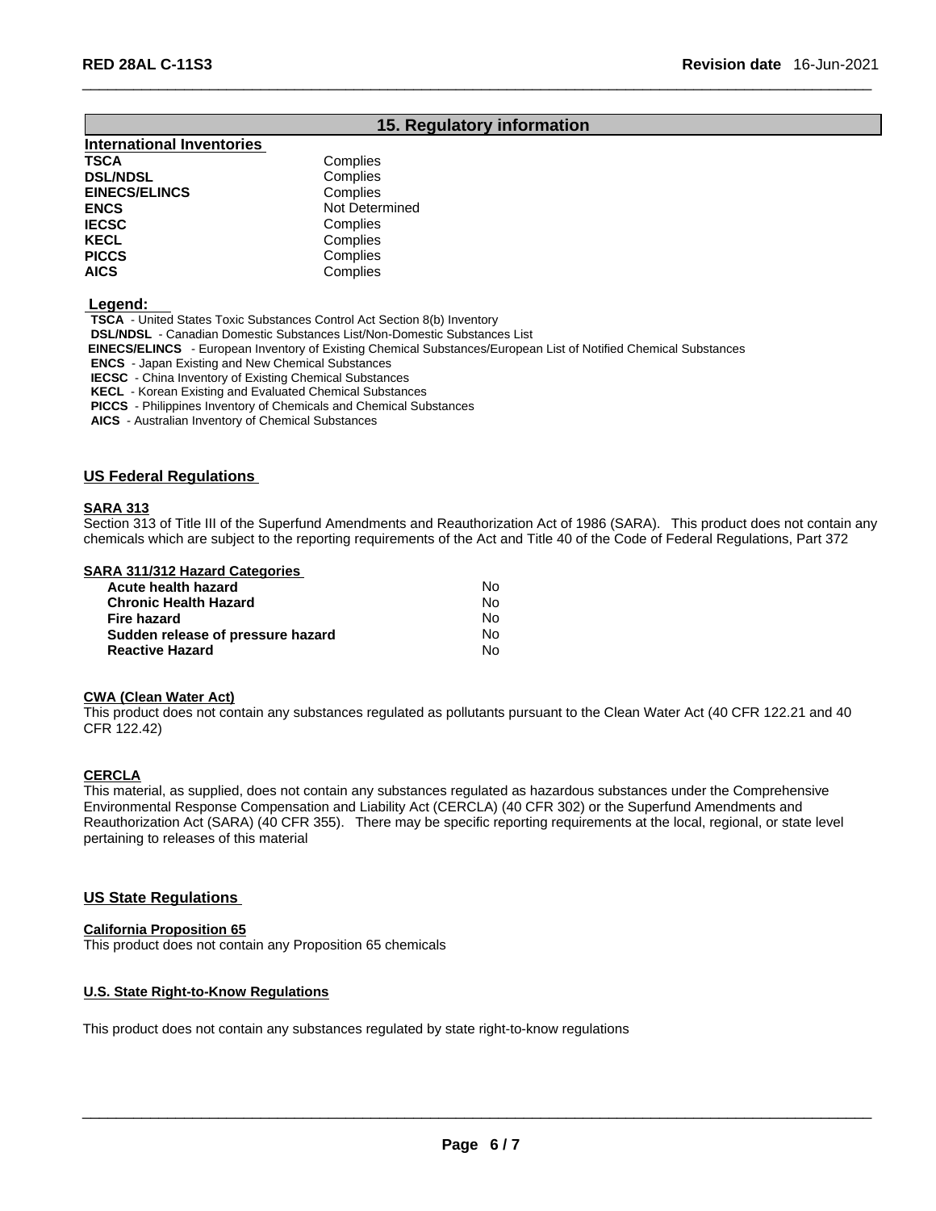## 15. Regulatory information

### International Inventories

| | |
|---|---|
| **TSCA** | Complies |
| **DSL/NDSL** | Complies |
| **EINECS/ELINCS** | Complies |
| **ENCS** | Not Determined |
| **IECSC** | Complies |
| **KECL** | Complies |
| **PICCS** | Complies |
| **AICS** | Complies |

**Legend:**

**TSCA** - United States Toxic Substances Control Act Section 8(b) Inventory
**DSL/NDSL** - Canadian Domestic Substances List/Non-Domestic Substances List
**EINECS/ELINCS** - European Inventory of Existing Chemical Substances/European List of Notified Chemical Substances
**ENCS** - Japan Existing and New Chemical Substances
**IECSC** - China Inventory of Existing Chemical Substances
**KECL** - Korean Existing and Evaluated Chemical Substances
**PICCS** - Philippines Inventory of Chemicals and Chemical Substances
**AICS** - Australian Inventory of Chemical Substances

### US Federal Regulations

**SARA 313**

Section 313 of Title III of the Superfund Amendments and Reauthorization Act of 1986 (SARA). This product does not contain any chemicals which are subject to the reporting requirements of the Act and Title 40 of the Code of Federal Regulations, Part 372

**SARA 311/312 Hazard Categories**

| | |
|---|---|
| **Acute health hazard** | No |
| **Chronic Health Hazard** | No |
| **Fire hazard** | No |
| **Sudden release of pressure hazard** | No |
| **Reactive Hazard** | No |

**CWA (Clean Water Act)**

This product does not contain any substances regulated as pollutants pursuant to the Clean Water Act (40 CFR 122.21 and 40 CFR 122.42)

**CERCLA**

This material, as supplied, does not contain any substances regulated as hazardous substances under the Comprehensive Environmental Response Compensation and Liability Act (CERCLA) (40 CFR 302) or the Superfund Amendments and Reauthorization Act (SARA) (40 CFR 355). There may be specific reporting requirements at the local, regional, or state level pertaining to releases of this material

### US State Regulations

**California Proposition 65**

This product does not contain any Proposition 65 chemicals

**U.S. State Right-to-Know Regulations**

This product does not contain any substances regulated by state right-to-know regulations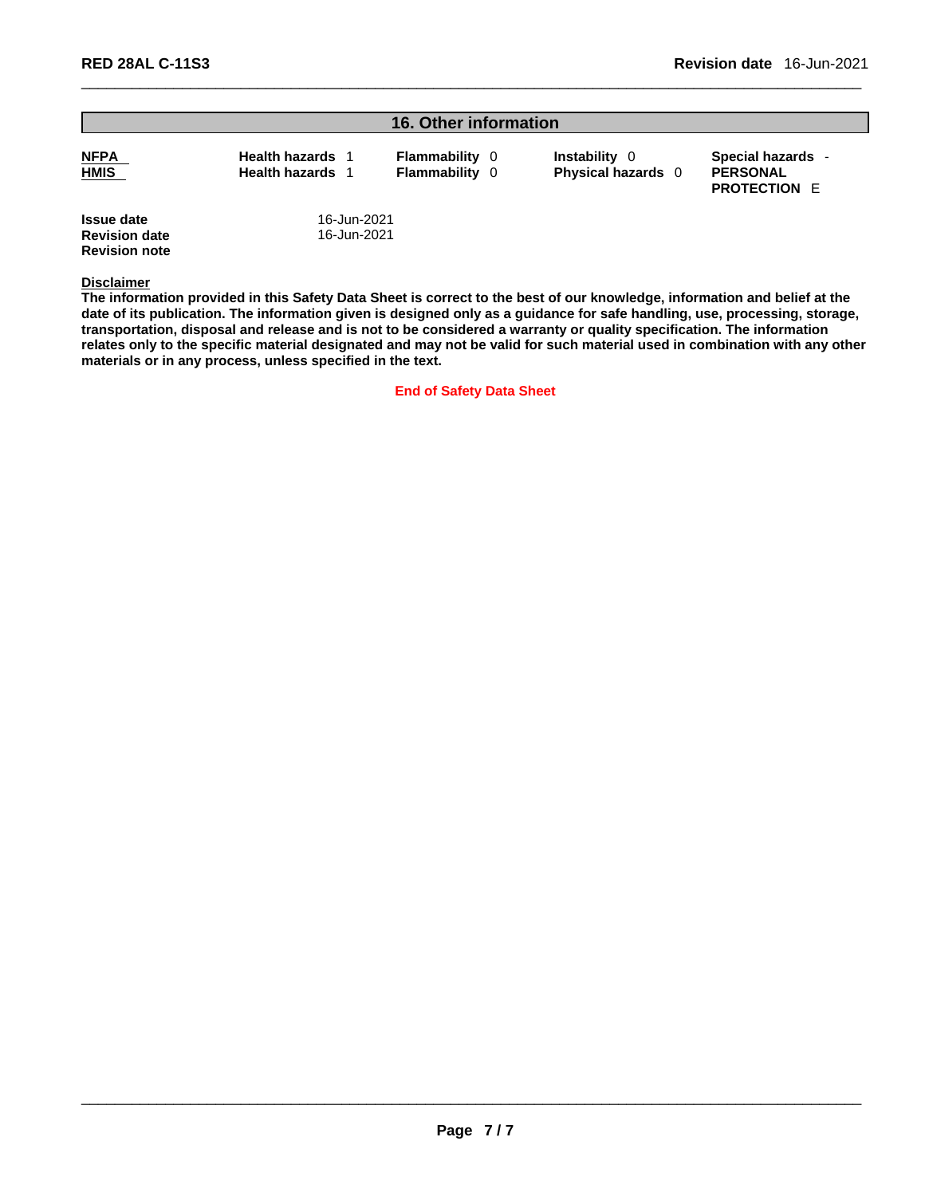## 16. Other information

| | | | | |
|---|---|---|---|---|
| **NFPA** | **Health hazards** 1 | **Flammability** 0 | **Instability** 0 | **Special hazards** - |
| **HMIS** | **Health hazards** 1 | **Flammability** 0 | **Physical hazards** 0 | **PERSONAL PROTECTION** E |

| | |
|---|---|
| **Issue date** | 16-Jun-2021 |
| **Revision date** | 16-Jun-2021 |
| **Revision note** | |

**Disclaimer**

**The information provided in this Safety Data Sheet is correct to the best of our knowledge, information and belief at the date of its publication. The information given is designed only as a guidance for safe handling, use, processing, storage, transportation, disposal and release and is not to be considered a warranty or quality specification. The information relates only to the specific material designated and may not be valid for such material used in combination with any other materials or in any process, unless specified in the text.**

**End of Safety Data Sheet**